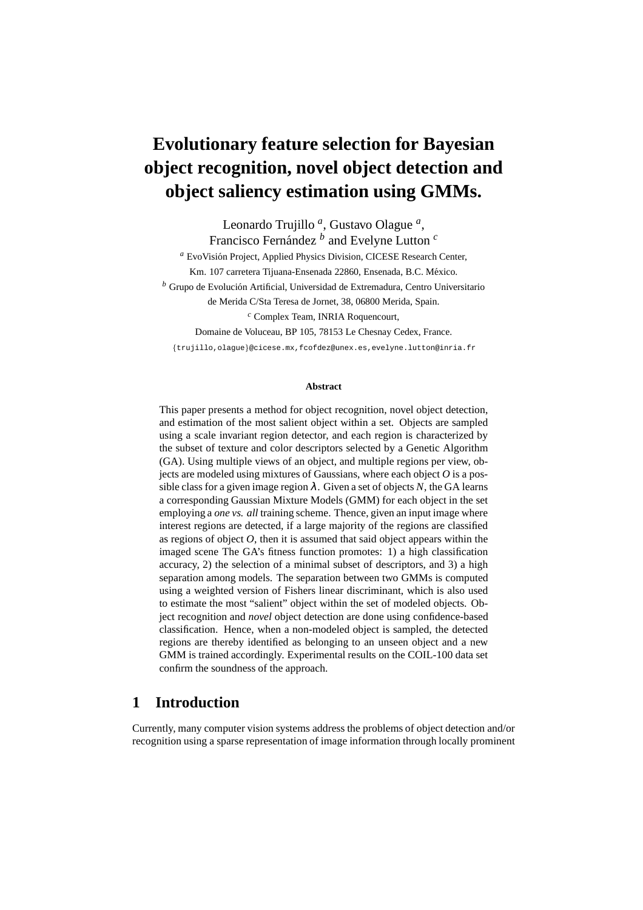# Evolutionary feature selection for Bayesian object recognition, novel object detection and object saliency estimation using GMMs.

Leonardo Trujillo [a], Gustavo Olague [a],  
Francisco Fernández [b] and Evelyne Lutton [c]

[a] EvoVisión Project, Applied Physics Division, CICESE Research Center,  
Km. 107 carretera Tijuana-Ensenada 22860, Ensenada, B.C. México.

[b] Grupo de Evolución Artificial, Universidad de Extremadura, Centro Universitario de Merida C/Sta Teresa de Jornet, 38, 06800 Merida, Spain.

[c] Complex Team, INRIA Roquencourt,  
Domaine de Voluceau, BP 105, 78153 Le Chesnay Cedex, France.

{trujillo,olague}@cicese.mx, fcofdez@unex.es, evelyne.lutton@inria.fr

**Abstract**

This paper presents a method for object recognition, novel object detection, and estimation of the most salient object within a set. Objects are sampled using a scale invariant region detector, and each region is characterized by the subset of texture and color descriptors selected by a Genetic Algorithm (GA). Using multiple views of an object, and multiple regions per view, objects are modeled using mixtures of Gaussians, where each object $O$ is a possible class for a given image region $\lambda$. Given a set of objects $N$, the GA learns a corresponding Gaussian Mixture Models (GMM) for each object in the set employing a *one vs. all* training scheme. Thence, given an input image where interest regions are detected, if a large majority of the regions are classified as regions of object $O$, then it is assumed that said object appears within the imaged scene The GA's fitness function promotes: 1) a high classification accuracy, 2) the selection of a minimal subset of descriptors, and 3) a high separation among models. The separation between two GMMs is computed using a weighted version of Fishers linear discriminant, which is also used to estimate the most "salient" object within the set of modeled objects. Object recognition and *novel* object detection are done using confidence-based classification. Hence, when a non-modeled object is sampled, the detected regions are thereby identified as belonging to an unseen object and a new GMM is trained accordingly. Experimental results on the COIL-100 data set confirm the soundness of the approach.

## 1 Introduction

Currently, many computer vision systems address the problems of object detection and/or recognition using a sparse representation of image information through locally prominent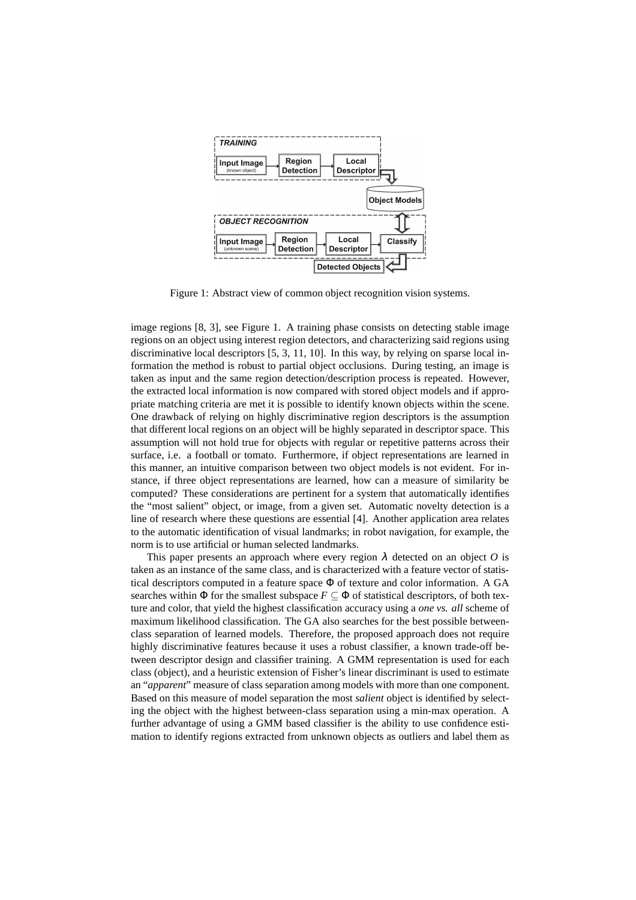TRAINING

Input Image (known object)

Region Detection

Local Descriptor

Object Models

OBJECT RECOGNITION

Input Image (unknown scene)

Region Detection

Local Descriptor

Classify

Detected Objects

Figure 1: Abstract view of common object recognition vision systems.

image regions [8, 3], see Figure 1. A training phase consists on detecting stable image regions on an object using interest region detectors, and characterizing said regions using discriminative local descriptors [5, 3, 11, 10]. In this way, by relying on sparse local information the method is robust to partial object occlusions. During testing, an image is taken as input and the same region detection/description process is repeated. However, the extracted local information is now compared with stored object models and if appropriate matching criteria are met it is possible to identify known objects within the scene. One drawback of relying on highly discriminative region descriptors is the assumption that different local regions on an object will be highly separated in descriptor space. This assumption will not hold true for objects with regular or repetitive patterns across their surface, i.e. a football or tomato. Furthermore, if object representations are learned in this manner, an intuitive comparison between two object models is not evident. For instance, if three object representations are learned, how can a measure of similarity be computed? These considerations are pertinent for a system that automatically identifies the "most salient" object, or image, from a given set. Automatic novelty detection is a line of research where these questions are essential [4]. Another application area relates to the automatic identification of visual landmarks; in robot navigation, for example, the norm is to use artificial or human selected landmarks.

This paper presents an approach where every region $\lambda$ detected on an object $O$ is taken as an instance of the same class, and is characterized with a feature vector of statistical descriptors computed in a feature space $\Phi$ of texture and color information. A GA searches within $\Phi$ for the smallest subspace $F \subseteq \Phi$ of statistical descriptors, of both texture and color, that yield the highest classification accuracy using a *one vs. all* scheme of maximum likelihood classification. The GA also searches for the best possible between-class separation of learned models. Therefore, the proposed approach does not require highly discriminative features because it uses a robust classifier, a known trade-off between descriptor design and classifier training. A GMM representation is used for each class (object), and a heuristic extension of Fisher's linear discriminant is used to estimate an "*apparent*" measure of class separation among models with more than one component. Based on this measure of model separation the most *salient* object is identified by selecting the object with the highest between-class separation using a min-max operation. A further advantage of using a GMM based classifier is the ability to use confidence estimation to identify regions extracted from unknown objects as outliers and label them as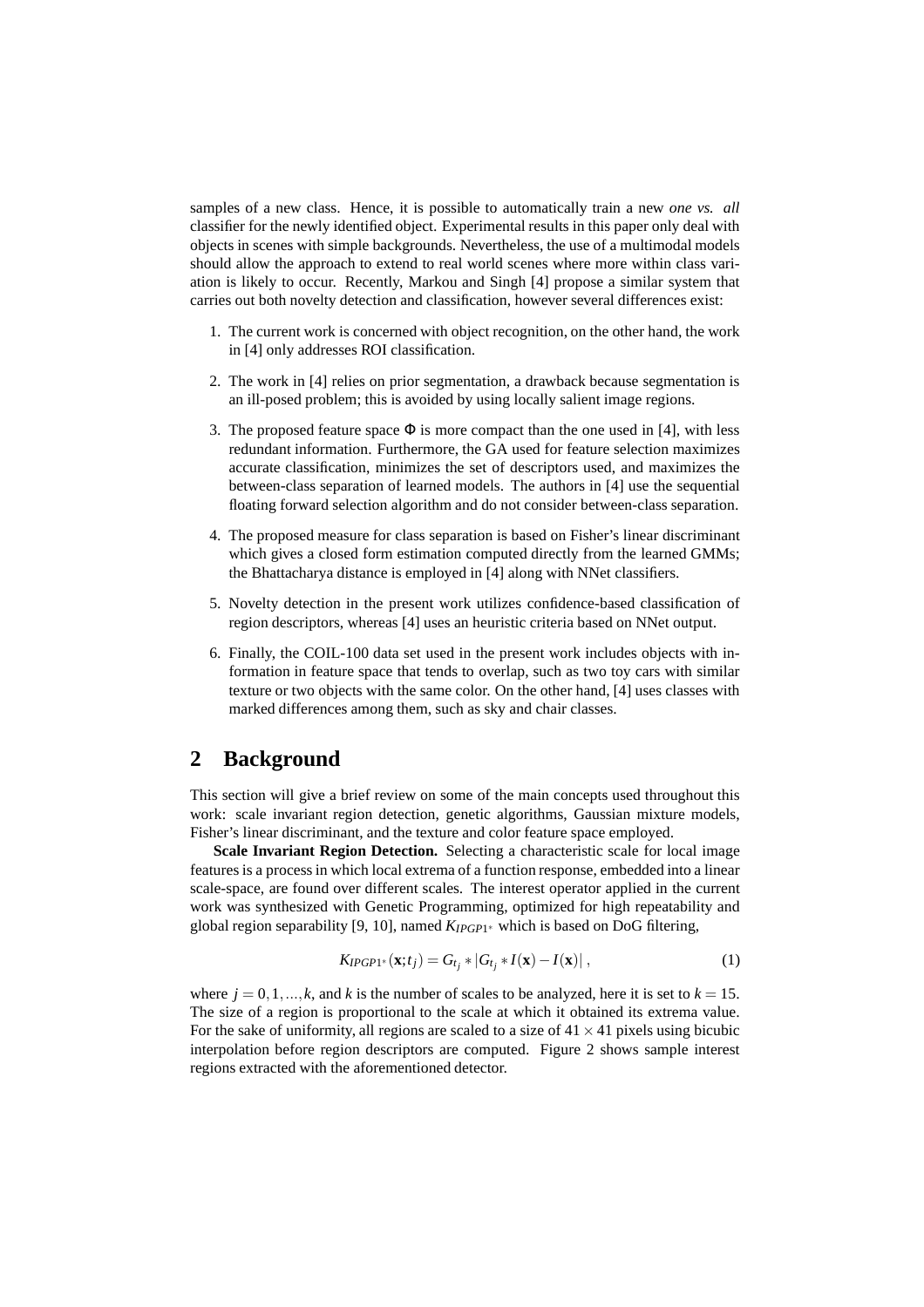samples of a new class. Hence, it is possible to automatically train a new *one vs. all* classifier for the newly identified object. Experimental results in this paper only deal with objects in scenes with simple backgrounds. Nevertheless, the use of a multimodal models should allow the approach to extend to real world scenes where more within class variation is likely to occur. Recently, Markou and Singh [4] propose a similar system that carries out both novelty detection and classification, however several differences exist:

1. The current work is concerned with object recognition, on the other hand, the work in [4] only addresses ROI classification.
2. The work in [4] relies on prior segmentation, a drawback because segmentation is an ill-posed problem; this is avoided by using locally salient image regions.
3. The proposed feature space $\Phi$ is more compact than the one used in [4], with less redundant information. Furthermore, the GA used for feature selection maximizes accurate classification, minimizes the set of descriptors used, and maximizes the between-class separation of learned models. The authors in [4] use the sequential floating forward selection algorithm and do not consider between-class separation.
4. The proposed measure for class separation is based on Fisher's linear discriminant which gives a closed form estimation computed directly from the learned GMMs; the Bhattacharya distance is employed in [4] along with NNet classifiers.
5. Novelty detection in the present work utilizes confidence-based classification of region descriptors, whereas [4] uses an heuristic criteria based on NNet output.
6. Finally, the COIL-100 data set used in the present work includes objects with information in feature space that tends to overlap, such as two toy cars with similar texture or two objects with the same color. On the other hand, [4] uses classes with marked differences among them, such as sky and chair classes.

## 2 Background

This section will give a brief review on some of the main concepts used throughout this work: scale invariant region detection, genetic algorithms, Gaussian mixture models, Fisher's linear discriminant, and the texture and color feature space employed.

**Scale Invariant Region Detection.** Selecting a characteristic scale for local image features is a process in which local extrema of a function response, embedded into a linear scale-space, are found over different scales. The interest operator applied in the current work was synthesized with Genetic Programming, optimized for high repeatability and global region separability [9, 10], named $K_{IPGP1^*}$ which is based on DoG filtering,

$$K_{IPGP1^*}(\mathbf{x};t_j) = G_{t_j} * |G_{t_j} * I(\mathbf{x}) - I(\mathbf{x})| \,, \tag{1}$$

where $j = 0, 1, ..., k$, and $k$ is the number of scales to be analyzed, here it is set to $k = 15$. The size of a region is proportional to the scale at which it obtained its extrema value. For the sake of uniformity, all regions are scaled to a size of $41 \times 41$ pixels using bicubic interpolation before region descriptors are computed. Figure 2 shows sample interest regions extracted with the aforementioned detector.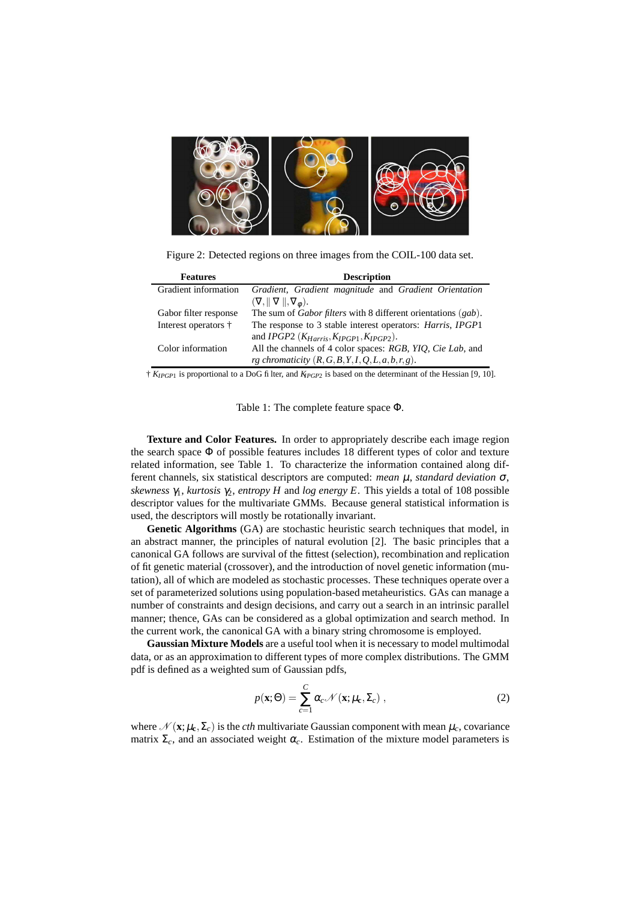Figure 2: Detected regions on three images from the COIL-100 data set.

| Features | Description |
|---|---|
| Gradient information | *Gradient*, *Gradient magnitude* and *Gradient Orientation* $(\nabla, \| \nabla \|, \nabla_{\varphi})$. |
| Gabor filter response | The sum of *Gabor filters* with 8 different orientations $(gab)$. |
| Interest operators † | The response to 3 stable interest operators: *Harris*, *IPGP*1 and *IPGP*2 $(K_{Harris}, K_{IPGP1}, K_{IPGP2})$. |
| Color information | All the channels of 4 color spaces: *RGB*, *YIQ*, *Cie Lab*, and *rg chromaticity* $(R,G,B,Y,I,Q,L,a,b,r,g)$. |

† $K_{IPGP1}$ is proportional to a DoG filter, and $K_{IPGP2}$ is based on the determinant of the Hessian [9, 10].

Table 1: The complete feature space $\Phi$.

**Texture and Color Features.** In order to appropriately describe each image region the search space $\Phi$ of possible features includes 18 different types of color and texture related information, see Table 1. To characterize the information contained along different channels, six statistical descriptors are computed: *mean* $\mu$, *standard deviation* $\sigma$, *skewness* $\gamma_1$, *kurtosis* $\gamma_2$, *entropy* $H$ and *log energy* $E$. This yields a total of 108 possible descriptor values for the multivariate GMMs. Because general statistical information is used, the descriptors will mostly be rotationally invariant.

**Genetic Algorithms** (GA) are stochastic heuristic search techniques that model, in an abstract manner, the principles of natural evolution [2]. The basic principles that a canonical GA follows are survival of the fittest (selection), recombination and replication of fit genetic material (crossover), and the introduction of novel genetic information (mutation), all of which are modeled as stochastic processes. These techniques operate over a set of parameterized solutions using population-based metaheuristics. GAs can manage a number of constraints and design decisions, and carry out a search in an intrinsic parallel manner; thence, GAs can be considered as a global optimization and search method. In the current work, the canonical GA with a binary string chromosome is employed.

**Gaussian Mixture Models** are a useful tool when it is necessary to model multimodal data, or as an approximation to different types of more complex distributions. The GMM pdf is defined as a weighted sum of Gaussian pdfs,

$$p(\mathbf{x};\Theta) = \sum_{c=1}^{C} \alpha_c \mathcal{N}(\mathbf{x};\mu_c,\Sigma_c) \;, \tag{2}$$

where $\mathcal{N}(\mathbf{x};\mu_c,\Sigma_c)$ is the *cth* multivariate Gaussian component with mean $\mu_c$, covariance matrix $\Sigma_c$, and an associated weight $\alpha_c$. Estimation of the mixture model parameters is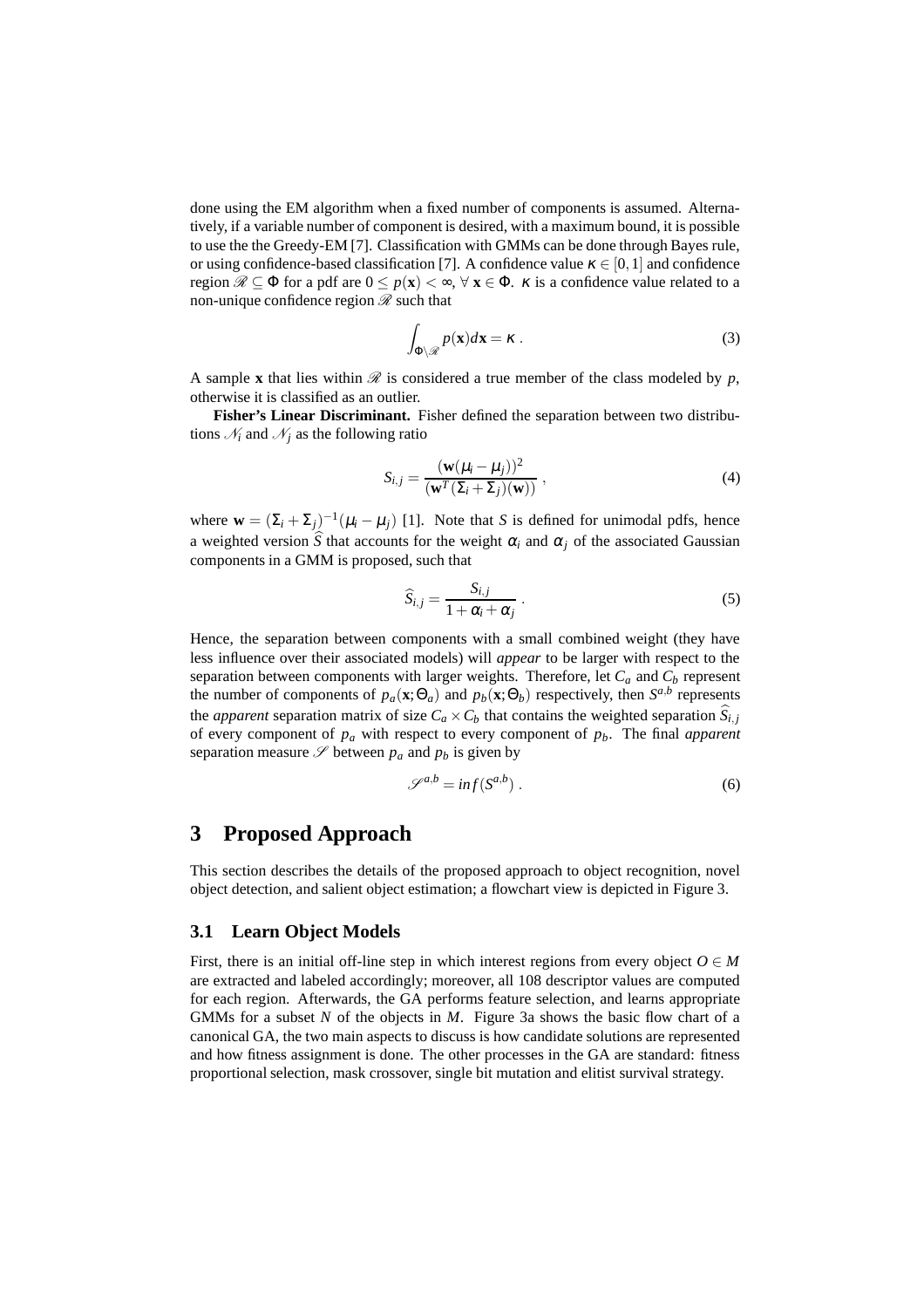done using the EM algorithm when a fixed number of components is assumed. Alternatively, if a variable number of component is desired, with a maximum bound, it is possible to use the the Greedy-EM [7]. Classification with GMMs can be done through Bayes rule, or using confidence-based classification [7]. A confidence value $\kappa \in [0,1]$ and confidence region $\mathscr{R} \subseteq \Phi$ for a pdf are $0 \leq p(\mathbf{x}) < \infty$, $\forall$ $\mathbf{x} \in \Phi$. $\kappa$ is a confidence value related to a non-unique confidence region $\mathscr{R}$ such that

$$\int_{\Phi \setminus \mathscr{R}} p(\mathbf{x}) d\mathbf{x} = \kappa \ . \tag{3}$$

A sample $\mathbf{x}$ that lies within $\mathscr{R}$ is considered a true member of the class modeled by $p$, otherwise it is classified as an outlier.

**Fisher's Linear Discriminant.** Fisher defined the separation between two distributions $\mathscr{N}_i$ and $\mathscr{N}_j$ as the following ratio

$$S_{i,j} = \frac{(\mathbf{w}(\mu_i - \mu_j))^2}{(\mathbf{w}^T(\Sigma_i + \Sigma_j)(\mathbf{w}))} \ , \tag{4}$$

where $\mathbf{w} = (\Sigma_i + \Sigma_j)^{-1}(\mu_i - \mu_j)$ [1]. Note that $S$ is defined for unimodal pdfs, hence a weighted version $\widehat{S}$ that accounts for the weight $\alpha_i$ and $\alpha_j$ of the associated Gaussian components in a GMM is proposed, such that

$$\widehat{S}_{i,j} = \frac{S_{i,j}}{1 + \alpha_i + \alpha_j} \ . \tag{5}$$

Hence, the separation between components with a small combined weight (they have less influence over their associated models) will *appear* to be larger with respect to the separation between components with larger weights. Therefore, let $C_a$ and $C_b$ represent the number of components of $p_a(\mathbf{x};\Theta_a)$ and $p_b(\mathbf{x};\Theta_b)$ respectively, then $S^{a,b}$ represents the *apparent* separation matrix of size $C_a \times C_b$ that contains the weighted separation $\widehat{S}_{i,j}$ of every component of $p_a$ with respect to every component of $p_b$. The final *apparent* separation measure $\mathscr{S}$ between $p_a$ and $p_b$ is given by

$$\mathscr{S}^{a,b} = inf(S^{a,b}) \ . \tag{6}$$

# 3 Proposed Approach

This section describes the details of the proposed approach to object recognition, novel object detection, and salient object estimation; a flowchart view is depicted in Figure 3.

## 3.1 Learn Object Models

First, there is an initial off-line step in which interest regions from every object $O \in M$ are extracted and labeled accordingly; moreover, all 108 descriptor values are computed for each region. Afterwards, the GA performs feature selection, and learns appropriate GMMs for a subset $N$ of the objects in $M$. Figure 3a shows the basic flow chart of a canonical GA, the two main aspects to discuss is how candidate solutions are represented and how fitness assignment is done. The other processes in the GA are standard: fitness proportional selection, mask crossover, single bit mutation and elitist survival strategy.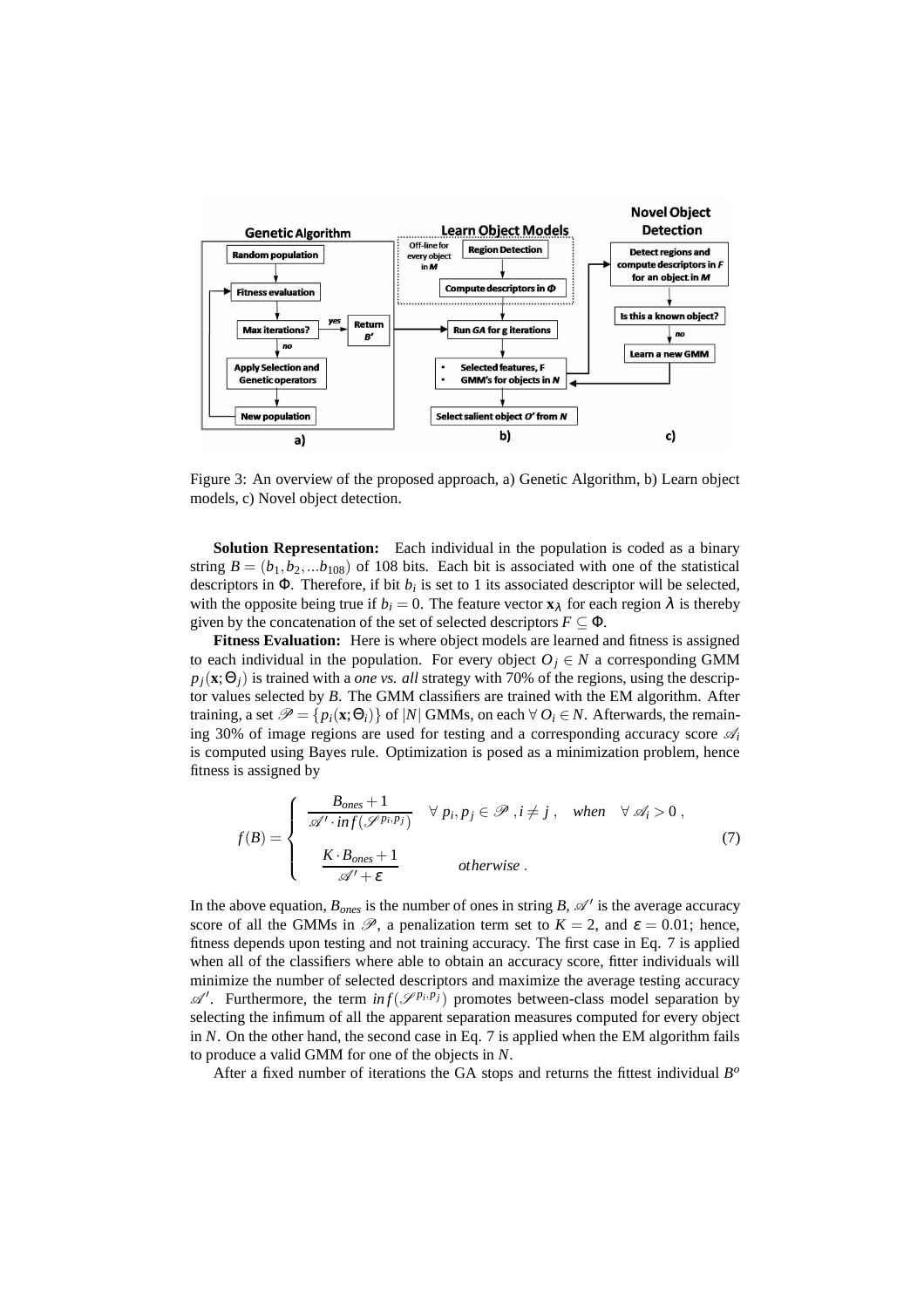Genetic Algorithm

Random population

Fitness evaluation

Max iterations?

yes

Return $B'$

no

Apply Selection and Genetic operators

New population

a)

Learn Object Models

Off-line for every object in $M$

Region Detection

Compute descriptors in $\Phi$

Run $GA$ for g iterations

- Selected features, F
- GMM's for objects in $N$

Select salient object $O'$ from $N$

b)

Novel Object Detection

Detect regions and compute descriptors in $F$ for an object in $M$

Is this a known object?

no

Learn a new GMM

c)

Figure 3: An overview of the proposed approach, a) Genetic Algorithm, b) Learn object models, c) Novel object detection.

**Solution Representation:** Each individual in the population is coded as a binary string $B = (b_1, b_2, \ldots b_{108})$ of 108 bits. Each bit is associated with one of the statistical descriptors in $\Phi$. Therefore, if bit $b_i$ is set to 1 its associated descriptor will be selected, with the opposite being true if $b_i = 0$. The feature vector $\mathbf{x}_\lambda$ for each region $\lambda$ is thereby given by the concatenation of the set of selected descriptors $F \subseteq \Phi$.

**Fitness Evaluation:** Here is where object models are learned and fitness is assigned to each individual in the population. For every object $O_j \in N$ a corresponding GMM $p_j(\mathbf{x}; \Theta_j)$ is trained with a *one vs. all* strategy with 70% of the regions, using the descriptor values selected by $B$. The GMM classifiers are trained with the EM algorithm. After training, a set $\mathscr{P} = \{p_i(\mathbf{x}; \Theta_i)\}$ of $|N|$ GMMs, on each $\forall\, O_i \in N$. Afterwards, the remaining 30% of image regions are used for testing and a corresponding accuracy score $\mathscr{A}_i$ is computed using Bayes rule. Optimization is posed as a minimization problem, hence fitness is assigned by

$$
f(B) = \begin{cases} \dfrac{B_{ones} + 1}{\mathscr{A}' \cdot inf(\mathscr{S}^{p_i, p_j})} & \forall\, p_i, p_j \in \mathscr{P}\,, i \neq j\,, \quad when \quad \forall\, \mathscr{A}_i > 0\,, \\[2ex] \dfrac{K \cdot B_{ones} + 1}{\mathscr{A}' + \varepsilon} & otherwise\,. \end{cases} \tag{7}
$$

In the above equation, $B_{ones}$ is the number of ones in string $B$, $\mathscr{A}'$ is the average accuracy score of all the GMMs in $\mathscr{P}$, a penalization term set to $K = 2$, and $\varepsilon = 0.01$; hence, fitness depends upon testing and not training accuracy. The first case in Eq. 7 is applied when all of the classifiers where able to obtain an accuracy score, fitter individuals will minimize the number of selected descriptors and maximize the average testing accuracy $\mathscr{A}'$. Furthermore, the term $inf(\mathscr{S}^{p_i, p_j})$ promotes between-class model separation by selecting the infimum of all the apparent separation measures computed for every object in $N$. On the other hand, the second case in Eq. 7 is applied when the EM algorithm fails to produce a valid GMM for one of the objects in $N$.

After a fixed number of iterations the GA stops and returns the fittest individual $B^o$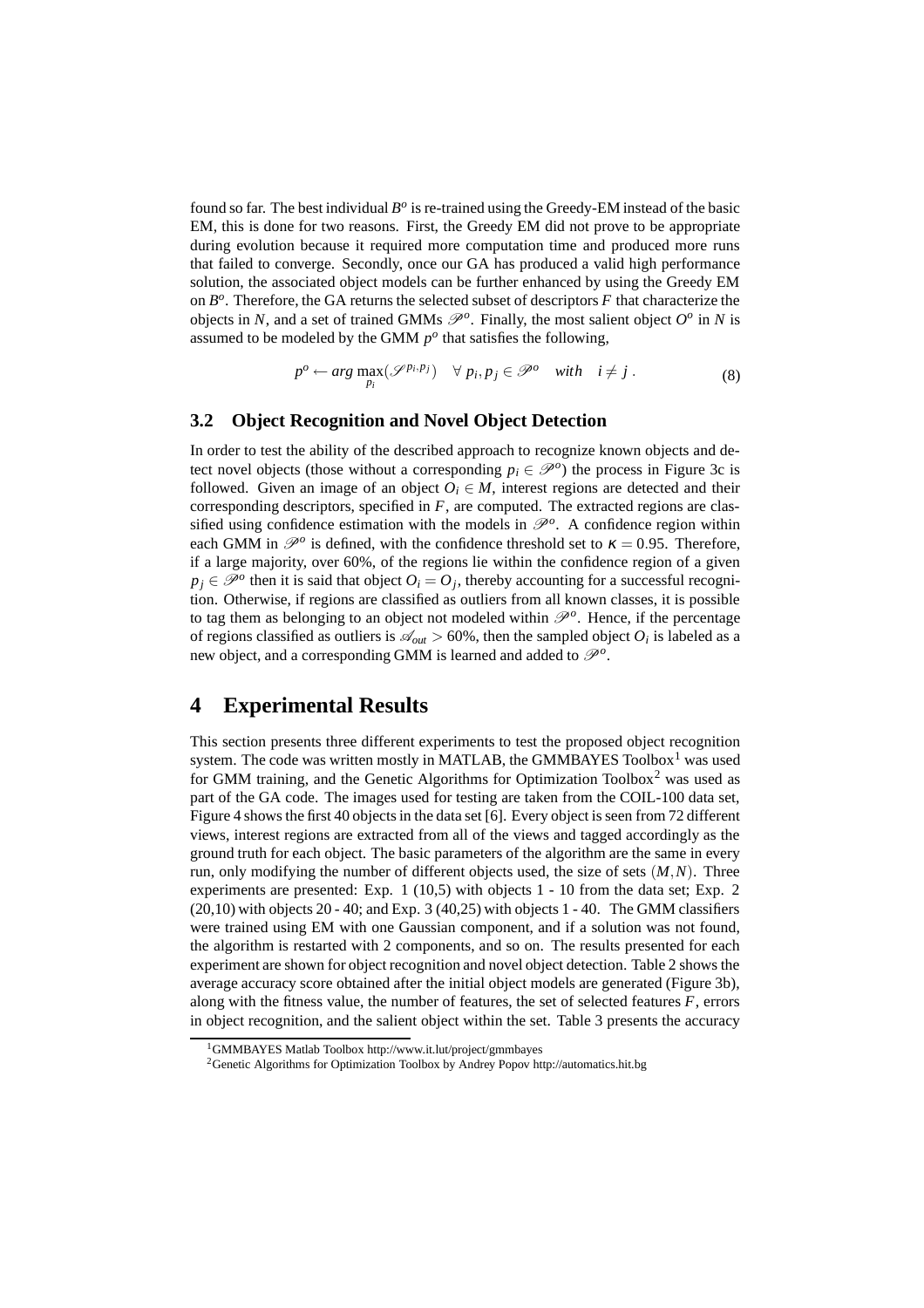found so far. The best individual $B^o$ is re-trained using the Greedy-EM instead of the basic EM, this is done for two reasons. First, the Greedy EM did not prove to be appropriate during evolution because it required more computation time and produced more runs that failed to converge. Secondly, once our GA has produced a valid high performance solution, the associated object models can be further enhanced by using the Greedy EM on $B^o$. Therefore, the GA returns the selected subset of descriptors $F$ that characterize the objects in $N$, and a set of trained GMMs $\mathscr{P}^o$. Finally, the most salient object $O^o$ in $N$ is assumed to be modeled by the GMM $p^o$ that satisfies the following,

$$p^o \leftarrow arg \max_{p_i} (\mathscr{S}^{p_i,p_j}) \quad \forall\ p_i, p_j \in \mathscr{P}^o \quad with \quad i \neq j\ . \tag{8}$$

## 3.2 Object Recognition and Novel Object Detection

In order to test the ability of the described approach to recognize known objects and detect novel objects (those without a corresponding $p_i \in \mathscr{P}^o$) the process in Figure 3c is followed. Given an image of an object $O_i \in M$, interest regions are detected and their corresponding descriptors, specified in $F$, are computed. The extracted regions are classified using confidence estimation with the models in $\mathscr{P}^o$. A confidence region within each GMM in $\mathscr{P}^o$ is defined, with the confidence threshold set to $\kappa = 0.95$. Therefore, if a large majority, over 60%, of the regions lie within the confidence region of a given $p_j \in \mathscr{P}^o$ then it is said that object $O_i = O_j$, thereby accounting for a successful recognition. Otherwise, if regions are classified as outliers from all known classes, it is possible to tag them as belonging to an object not modeled within $\mathscr{P}^o$. Hence, if the percentage of regions classified as outliers is $\mathscr{A}_{out} > 60\%$, then the sampled object $O_i$ is labeled as a new object, and a corresponding GMM is learned and added to $\mathscr{P}^o$.

# 4 Experimental Results

This section presents three different experiments to test the proposed object recognition system. The code was written mostly in MATLAB, the GMMBAYES Toolbox[1] was used for GMM training, and the Genetic Algorithms for Optimization Toolbox[2] was used as part of the GA code. The images used for testing are taken from the COIL-100 data set, Figure 4 shows the first 40 objects in the data set [6]. Every object is seen from 72 different views, interest regions are extracted from all of the views and tagged accordingly as the ground truth for each object. The basic parameters of the algorithm are the same in every run, only modifying the number of different objects used, the size of sets $(M,N)$. Three experiments are presented: Exp. 1 (10,5) with objects 1 - 10 from the data set; Exp. 2 (20,10) with objects 20 - 40; and Exp. 3 (40,25) with objects 1 - 40. The GMM classifiers were trained using EM with one Gaussian component, and if a solution was not found, the algorithm is restarted with 2 components, and so on. The results presented for each experiment are shown for object recognition and novel object detection. Table 2 shows the average accuracy score obtained after the initial object models are generated (Figure 3b), along with the fitness value, the number of features, the set of selected features $F$, errors in object recognition, and the salient object within the set. Table 3 presents the accuracy

[1] GMMBAYES Matlab Toolbox http://www.it.lut/project/gmmbayes

[2] Genetic Algorithms for Optimization Toolbox by Andrey Popov http://automatics.hit.bg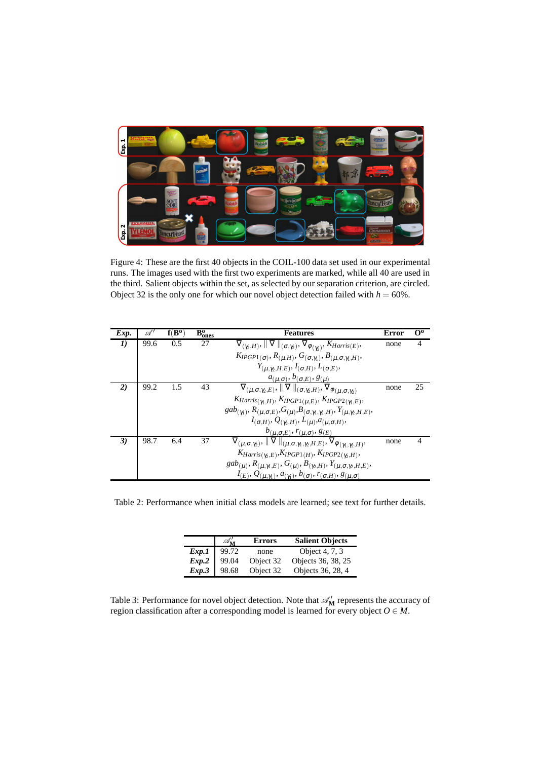Figure 4: These are the first 40 objects in the COIL-100 data set used in our experimental runs. The images used with the first two experiments are marked, while all 40 are used in the third. Salient objects within the set, as selected by our separation criterion, are circled. Object 32 is the only one for which our novel object detection failed with $h = 60\%$.

| *Exp.* | $\mathscr{A}'$ | $\mathbf{f(B^o)}$ | $\mathbf{B^o_{ones}}$ | **Features** | **Error** | $\mathbf{O^o}$ |
|---|---|---|---|---|---|---|
| ***1)*** | 99.6 | 0.5 | 27 | $\nabla_{(\gamma_2,H)}$, $\Vert\nabla\Vert_{(\sigma,\gamma_2)}$, $\nabla_{\varphi_{(\gamma_2)}}$, $K_{Harris(E)}$, $K_{IPGP1(\sigma)}$, $R_{(\mu,H)}$, $G_{(\sigma,\gamma_1)}$, $B_{(\mu,\sigma,\gamma_1,H)}$, $Y_{(\mu,\gamma_2,H,E)}$, $I_{(\sigma,H)}$, $L_{(\sigma,E)}$, $a_{(\mu,\sigma)}$, $b_{(\sigma,E)}$, $g_{(\mu)}$ | none | 4 |
| ***2)*** | 99.2 | 1.5 | 43 | $\nabla_{(\mu,\sigma,\gamma_2,E)}$, $\Vert\nabla\Vert_{(\sigma,\gamma_2,H)}$, $\nabla_{\varphi_{(\mu,\sigma,\gamma_2)}}$, $K_{Harris(\gamma_1,H)}$, $K_{IPGP1(\mu,E)}$, $K_{IPGP2(\gamma_1,E)}$, $gab_{(\gamma_1)}$, $R_{(\mu,\sigma,E)}$, $G_{(\mu)}$, $B_{(\sigma,\gamma_1,\gamma_2,H)}$, $Y_{(\mu,\gamma_2,H,E)}$, $I_{(\sigma,H)}$, $Q_{(\gamma_2,H)}$, $L_{(\mu)}$, $a_{(\mu,\sigma,H)}$, $b_{(\mu,\sigma,E)}$, $r_{(\mu,\sigma)}$, $g_{(E)}$ | none | 25 |
| ***3)*** | 98.7 | 6.4 | 37 | $\nabla_{(\mu,\sigma,\gamma_2)}$, $\Vert\nabla\Vert_{(\mu,\sigma,\gamma_1,\gamma_2,H,E)}$, $\nabla_{\varphi_{(\gamma_1,\gamma_2,H)}}$, $K_{Harris(\gamma_2,E)}$, $K_{IPGP1(H)}$, $K_{IPGP2(\gamma_2,H)}$, $gab_{(\mu)}$, $R_{(\mu,\gamma_1,E)}$, $G_{(\mu)}$, $B_{(\gamma_2,H)}$, $Y_{(\mu,\sigma,\gamma_2,H,E)}$, $I_{(E)}$, $Q_{(\mu,\gamma_1)}$, $a_{(\gamma_1)}$, $b_{(\sigma)}$, $r_{(\sigma,H)}$, $g_{(\mu,\sigma)}$ | none | 4 |

Table 2: Performance when initial class models are learned; see text for further details.

| | $\mathscr{A}'_{\mathbf{M}}$ | **Errors** | **Salient Objects** |
|---|---|---|---|
| ***Exp.1*** | 99.72 | none | Object 4, 7, 3 |
| ***Exp.2*** | 99.04 | Object 32 | Objects 36, 38, 25 |
| ***Exp.3*** | 98.68 | Object 32 | Objects 36, 28, 4 |

Table 3: Performance for novel object detection. Note that $\mathscr{A}'_{\mathbf{M}}$ represents the accuracy of region classification after a corresponding model is learned for every object $O \in M$.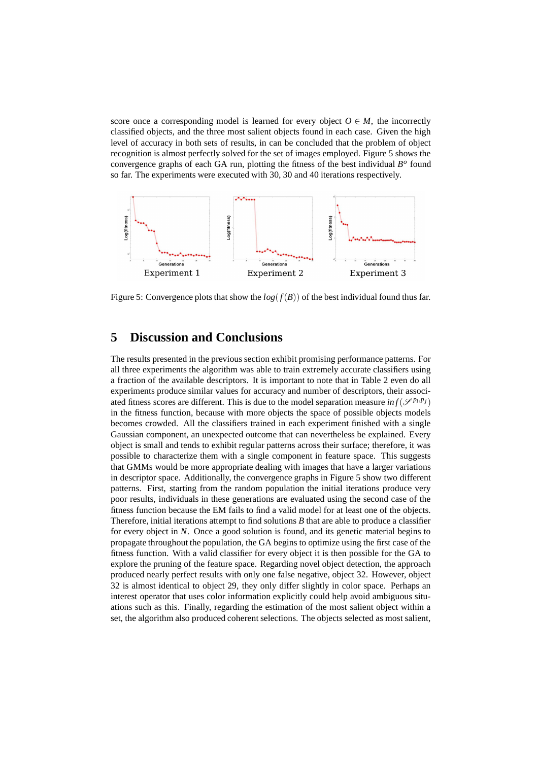score once a corresponding model is learned for every object $O \in M$, the incorrectly classified objects, and the three most salient objects found in each case. Given the high level of accuracy in both sets of results, in can be concluded that the problem of object recognition is almost perfectly solved for the set of images employed. Figure 5 shows the convergence graphs of each GA run, plotting the fitness of the best individual $B^o$ found so far. The experiments were executed with 30, 30 and 40 iterations respectively.

Log(fitness)

Generations

Experiment 1

Log(fitness)

Generations

Experiment 2

Log(fitness)

Generations

Experiment 3

Figure 5: Convergence plots that show the $log(f(B))$ of the best individual found thus far.

## 5 Discussion and Conclusions

The results presented in the previous section exhibit promising performance patterns. For all three experiments the algorithm was able to train extremely accurate classifiers using a fraction of the available descriptors. It is important to note that in Table 2 even do all experiments produce similar values for accuracy and number of descriptors, their associated fitness scores are different. This is due to the model separation measure $inf(\mathscr{S}^{p_i,p_j})$ in the fitness function, because with more objects the space of possible objects models becomes crowded. All the classifiers trained in each experiment finished with a single Gaussian component, an unexpected outcome that can nevertheless be explained. Every object is small and tends to exhibit regular patterns across their surface; therefore, it was possible to characterize them with a single component in feature space. This suggests that GMMs would be more appropriate dealing with images that have a larger variations in descriptor space. Additionally, the convergence graphs in Figure 5 show two different patterns. First, starting from the random population the initial iterations produce very poor results, individuals in these generations are evaluated using the second case of the fitness function because the EM fails to find a valid model for at least one of the objects. Therefore, initial iterations attempt to find solutions $B$ that are able to produce a classifier for every object in $N$. Once a good solution is found, and its genetic material begins to propagate throughout the population, the GA begins to optimize using the first case of the fitness function. With a valid classifier for every object it is then possible for the GA to explore the pruning of the feature space. Regarding novel object detection, the approach produced nearly perfect results with only one false negative, object 32. However, object 32 is almost identical to object 29, they only differ slightly in color space. Perhaps an interest operator that uses color information explicitly could help avoid ambiguous situations such as this. Finally, regarding the estimation of the most salient object within a set, the algorithm also produced coherent selections. The objects selected as most salient,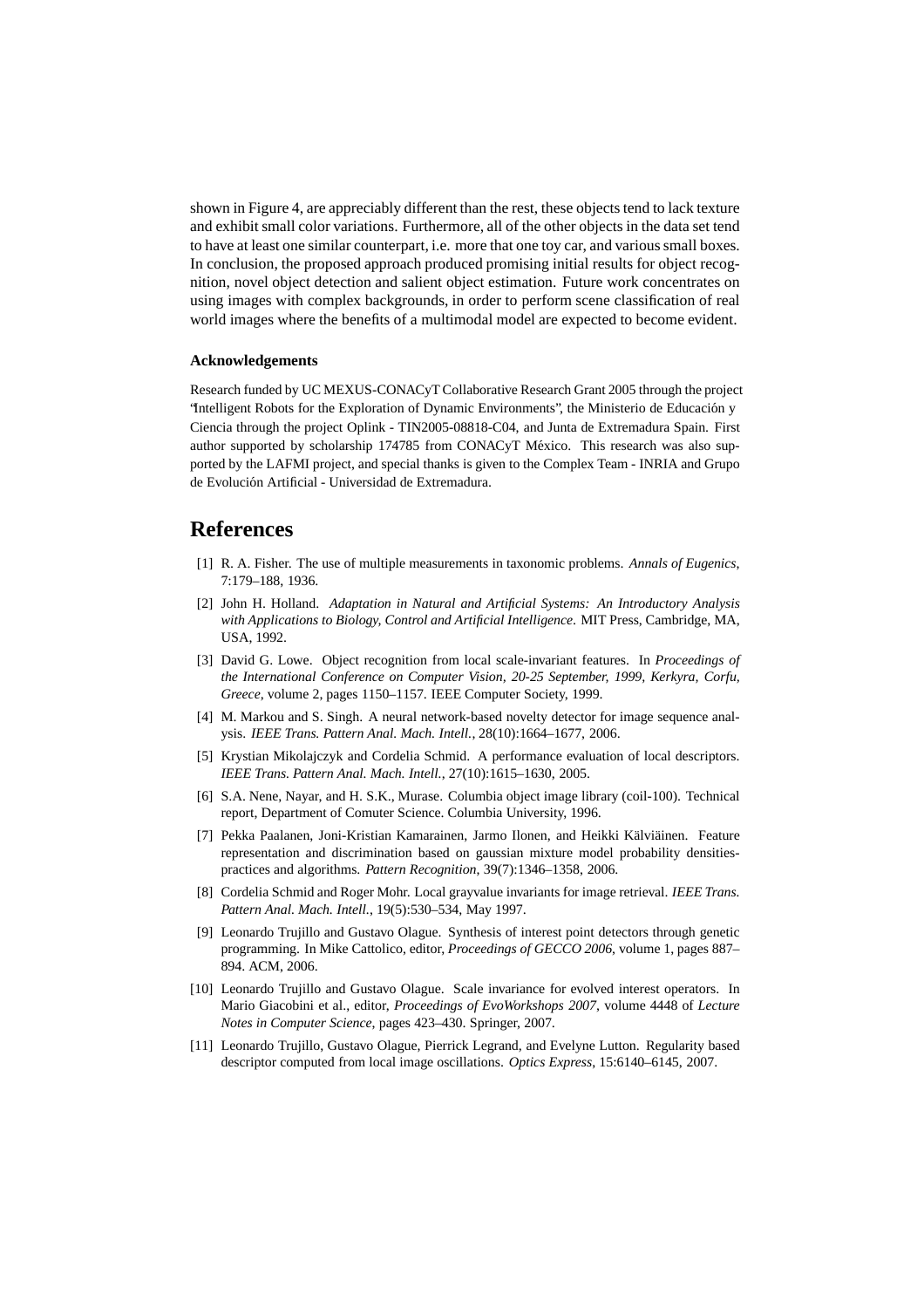shown in Figure 4, are appreciably different than the rest, these objects tend to lack texture and exhibit small color variations. Furthermore, all of the other objects in the data set tend to have at least one similar counterpart, i.e. more that one toy car, and various small boxes. In conclusion, the proposed approach produced promising initial results for object recognition, novel object detection and salient object estimation. Future work concentrates on using images with complex backgrounds, in order to perform scene classification of real world images where the benefits of a multimodal model are expected to become evident.

### Acknowledgements

Research funded by UC MEXUS-CONACyT Collaborative Research Grant 2005 through the project "Intelligent Robots for the Exploration of Dynamic Environments", the Ministerio de Educación y Ciencia through the project Oplink - TIN2005-08818-C04, and Junta de Extremadura Spain. First author supported by scholarship 174785 from CONACyT México. This research was also supported by the LAFMI project, and special thanks is given to the Complex Team - INRIA and Grupo de Evolución Artificial - Universidad de Extremadura.

## References

[1] R. A. Fisher. The use of multiple measurements in taxonomic problems. *Annals of Eugenics*, 7:179–188, 1936.

[2] John H. Holland. *Adaptation in Natural and Artificial Systems: An Introductory Analysis with Applications to Biology, Control and Artificial Intelligence*. MIT Press, Cambridge, MA, USA, 1992.

[3] David G. Lowe. Object recognition from local scale-invariant features. In *Proceedings of the International Conference on Computer Vision, 20-25 September, 1999, Kerkyra, Corfu, Greece*, volume 2, pages 1150–1157. IEEE Computer Society, 1999.

[4] M. Markou and S. Singh. A neural network-based novelty detector for image sequence analysis. *IEEE Trans. Pattern Anal. Mach. Intell.*, 28(10):1664–1677, 2006.

[5] Krystian Mikolajczyk and Cordelia Schmid. A performance evaluation of local descriptors. *IEEE Trans. Pattern Anal. Mach. Intell.*, 27(10):1615–1630, 2005.

[6] S.A. Nene, Nayar, and H. S.K., Murase. Columbia object image library (coil-100). Technical report, Department of Comuter Science. Columbia University, 1996.

[7] Pekka Paalanen, Joni-Kristian Kamarainen, Jarmo Ilonen, and Heikki Kälviäinen. Feature representation and discrimination based on gaussian mixture model probability densities-practices and algorithms. *Pattern Recognition*, 39(7):1346–1358, 2006.

[8] Cordelia Schmid and Roger Mohr. Local grayvalue invariants for image retrieval. *IEEE Trans. Pattern Anal. Mach. Intell.*, 19(5):530–534, May 1997.

[9] Leonardo Trujillo and Gustavo Olague. Synthesis of interest point detectors through genetic programming. In Mike Cattolico, editor, *Proceedings of GECCO 2006*, volume 1, pages 887–894. ACM, 2006.

[10] Leonardo Trujillo and Gustavo Olague. Scale invariance for evolved interest operators. In Mario Giacobini et al., editor, *Proceedings of EvoWorkshops 2007*, volume 4448 of *Lecture Notes in Computer Science*, pages 423–430. Springer, 2007.

[11] Leonardo Trujillo, Gustavo Olague, Pierrick Legrand, and Evelyne Lutton. Regularity based descriptor computed from local image oscillations. *Optics Express*, 15:6140–6145, 2007.